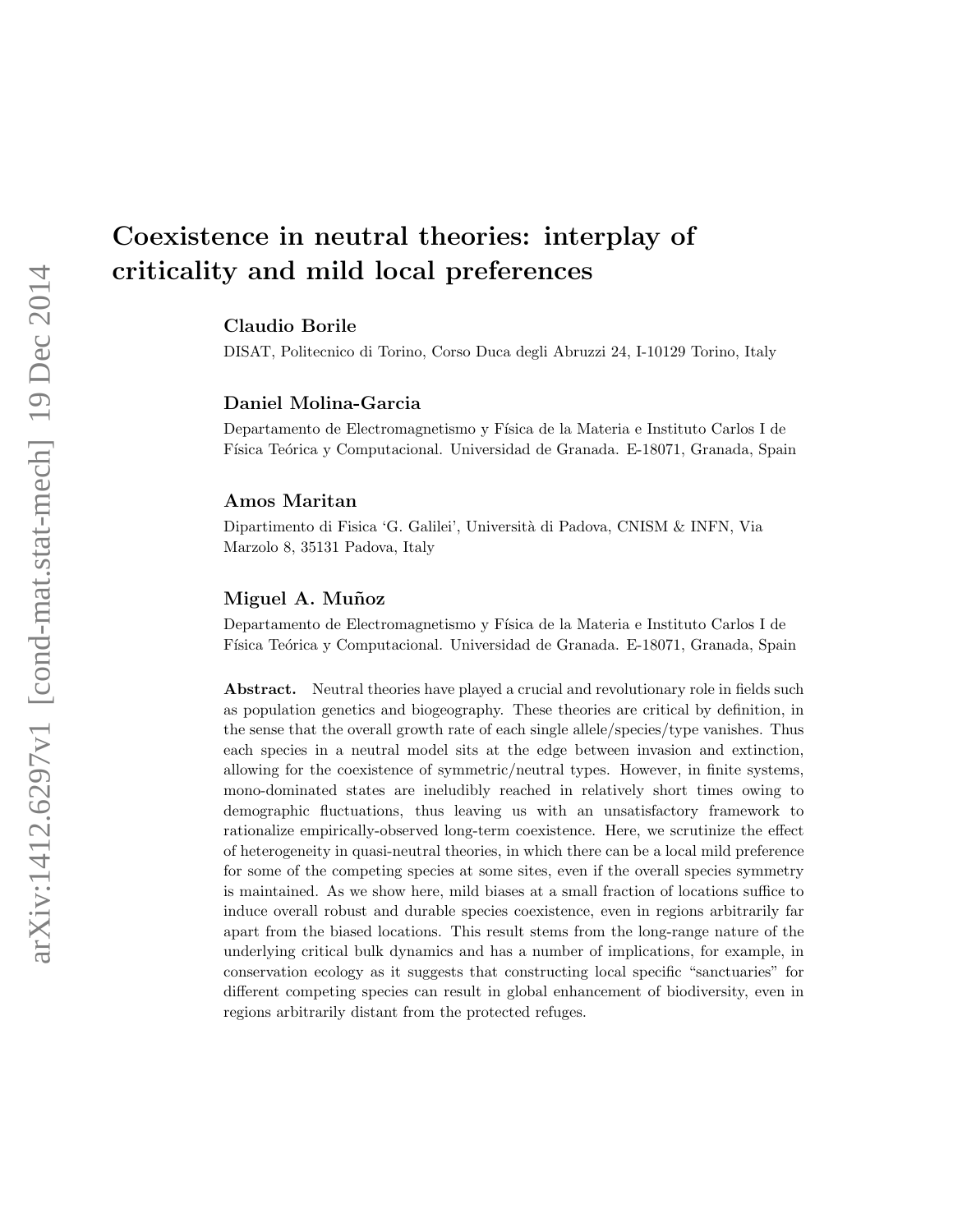# Coexistence in neutral theories: interplay of criticality and mild local preferences

**Claudio Borile**

DISAT, Politecnico di Torino, Corso Duca degli Abruzzi 24, I-10129 Torino, Italy

**Daniel Molina-Garcia**

Departamento de Electromagnetismo y Física de la Materia e Instituto Carlos I de Física Teórica y Computacional. Universidad de Granada. E-18071, Granada, Spain

**Amos Maritan**

Dipartimento di Fisica 'G. Galilei', Università di Padova, CNISM & INFN, Via Marzolo 8, 35131 Padova, Italy

**Miguel A. Muñoz**

Departamento de Electromagnetismo y Física de la Materia e Instituto Carlos I de Física Teórica y Computacional. Universidad de Granada. E-18071, Granada, Spain

**Abstract.** Neutral theories have played a crucial and revolutionary role in fields such as population genetics and biogeography. These theories are critical by definition, in the sense that the overall growth rate of each single allele/species/type vanishes. Thus each species in a neutral model sits at the edge between invasion and extinction, allowing for the coexistence of symmetric/neutral types. However, in finite systems, mono-dominated states are ineludibly reached in relatively short times owing to demographic fluctuations, thus leaving us with an unsatisfactory framework to rationalize empirically-observed long-term coexistence. Here, we scrutinize the effect of heterogeneity in quasi-neutral theories, in which there can be a local mild preference for some of the competing species at some sites, even if the overall species symmetry is maintained. As we show here, mild biases at a small fraction of locations suffice to induce overall robust and durable species coexistence, even in regions arbitrarily far apart from the biased locations. This result stems from the long-range nature of the underlying critical bulk dynamics and has a number of implications, for example, in conservation ecology as it suggests that constructing local specific "sanctuaries" for different competing species can result in global enhancement of biodiversity, even in regions arbitrarily distant from the protected refuges.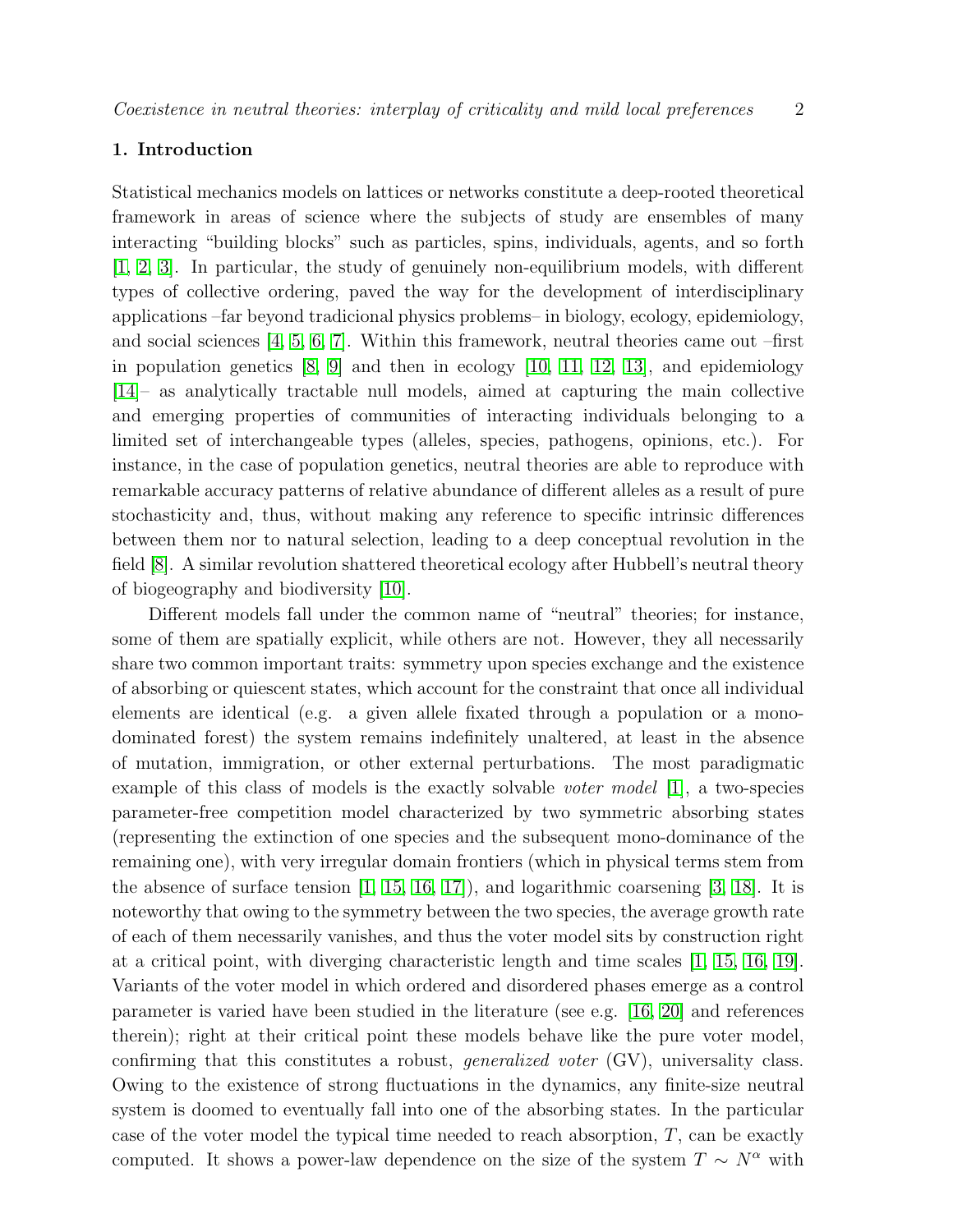## 1. Introduction

Statistical mechanics models on lattices or networks constitute a deep-rooted theoretical framework in areas of science where the subjects of study are ensembles of many interacting "building blocks" such as particles, spins, individuals, agents, and so forth [1, 2, 3]. In particular, the study of genuinely non-equilibrium models, with different types of collective ordering, paved the way for the development of interdisciplinary applications –far beyond tradicional physics problems– in biology, ecology, epidemiology, and social sciences [4, 5, 6, 7]. Within this framework, neutral theories came out –first in population genetics [8, 9] and then in ecology [10, 11, 12, 13], and epidemiology [14]– as analytically tractable null models, aimed at capturing the main collective and emerging properties of communities of interacting individuals belonging to a limited set of interchangeable types (alleles, species, pathogens, opinions, etc.). For instance, in the case of population genetics, neutral theories are able to reproduce with remarkable accuracy patterns of relative abundance of different alleles as a result of pure stochasticity and, thus, without making any reference to specific intrinsic differences between them nor to natural selection, leading to a deep conceptual revolution in the field [8]. A similar revolution shattered theoretical ecology after Hubbell's neutral theory of biogeography and biodiversity [10].

Different models fall under the common name of "neutral" theories; for instance, some of them are spatially explicit, while others are not. However, they all necessarily share two common important traits: symmetry upon species exchange and the existence of absorbing or quiescent states, which account for the constraint that once all individual elements are identical (e.g. a given allele fixated through a population or a mono-dominated forest) the system remains indefinitely unaltered, at least in the absence of mutation, immigration, or other external perturbations. The most paradigmatic example of this class of models is the exactly solvable *voter model* [1], a two-species parameter-free competition model characterized by two symmetric absorbing states (representing the extinction of one species and the subsequent mono-dominance of the remaining one), with very irregular domain frontiers (which in physical terms stem from the absence of surface tension [1, 15, 16, 17]), and logarithmic coarsening [3, 18]. It is noteworthy that owing to the symmetry between the two species, the average growth rate of each of them necessarily vanishes, and thus the voter model sits by construction right at a critical point, with diverging characteristic length and time scales [1, 15, 16, 19]. Variants of the voter model in which ordered and disordered phases emerge as a control parameter is varied have been studied in the literature (see e.g. [16, 20] and references therein); right at their critical point these models behave like the pure voter model, confirming that this constitutes a robust, *generalized voter* (GV), universality class. Owing to the existence of strong fluctuations in the dynamics, any finite-size neutral system is doomed to eventually fall into one of the absorbing states. In the particular case of the voter model the typical time needed to reach absorption, $T$, can be exactly computed. It shows a power-law dependence on the size of the system $T \sim N^{\alpha}$ with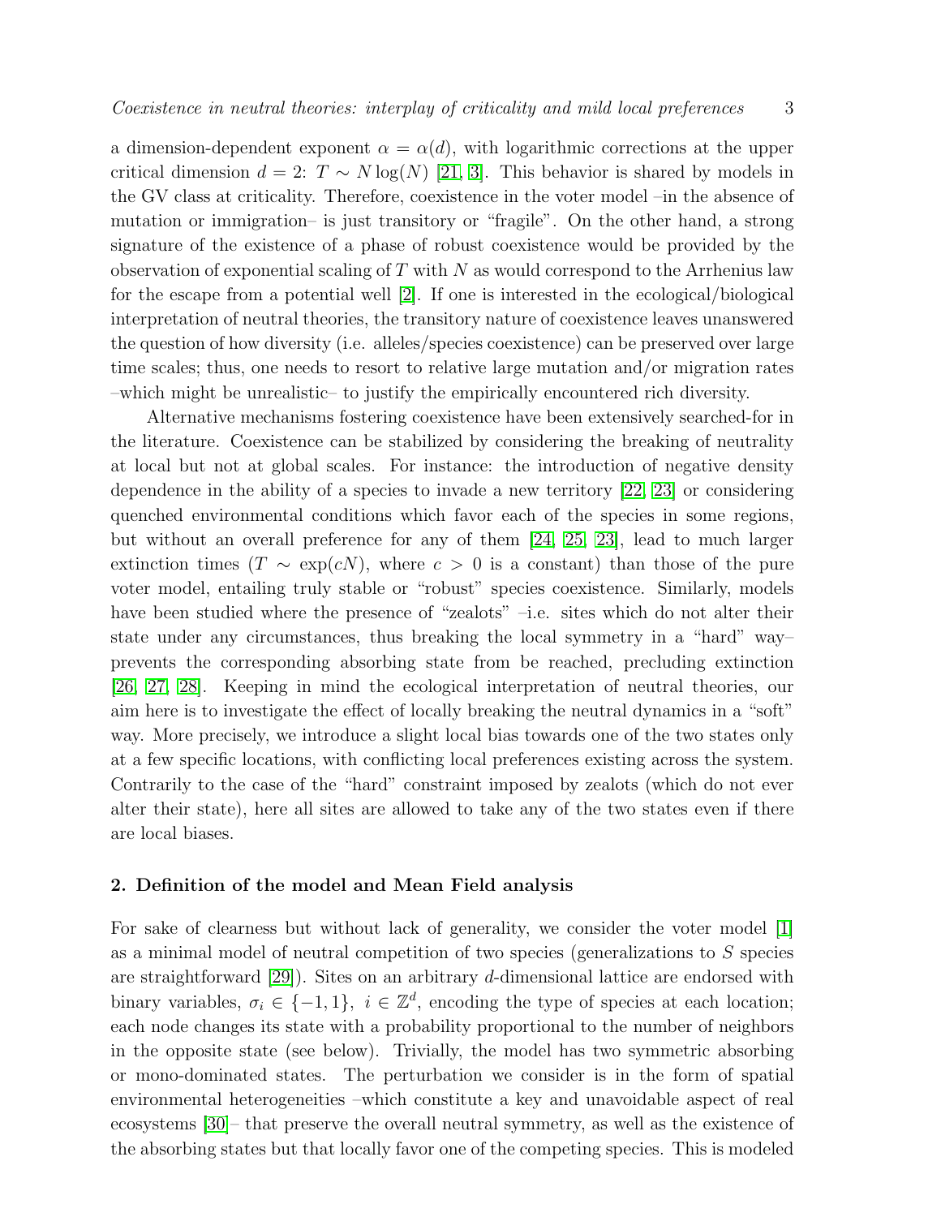a dimension-dependent exponent $\alpha = \alpha(d)$, with logarithmic corrections at the upper critical dimension $d = 2$: $T \sim N \log(N)$ [21, 3]. This behavior is shared by models in the GV class at criticality. Therefore, coexistence in the voter model –in the absence of mutation or immigration– is just transitory or "fragile". On the other hand, a strong signature of the existence of a phase of robust coexistence would be provided by the observation of exponential scaling of $T$ with $N$ as would correspond to the Arrhenius law for the escape from a potential well [2]. If one is interested in the ecological/biological interpretation of neutral theories, the transitory nature of coexistence leaves unanswered the question of how diversity (i.e. alleles/species coexistence) can be preserved over large time scales; thus, one needs to resort to relative large mutation and/or migration rates –which might be unrealistic– to justify the empirically encountered rich diversity.

Alternative mechanisms fostering coexistence have been extensively searched-for in the literature. Coexistence can be stabilized by considering the breaking of neutrality at local but not at global scales. For instance: the introduction of negative density dependence in the ability of a species to invade a new territory [22, 23] or considering quenched environmental conditions which favor each of the species in some regions, but without an overall preference for any of them [24, 25, 23], lead to much larger extinction times ($T \sim \exp(cN)$, where $c > 0$ is a constant) than those of the pure voter model, entailing truly stable or "robust" species coexistence. Similarly, models have been studied where the presence of "zealots" –i.e. sites which do not alter their state under any circumstances, thus breaking the local symmetry in a "hard" way– prevents the corresponding absorbing state from be reached, precluding extinction [26, 27, 28]. Keeping in mind the ecological interpretation of neutral theories, our aim here is to investigate the effect of locally breaking the neutral dynamics in a "soft" way. More precisely, we introduce a slight local bias towards one of the two states only at a few specific locations, with conflicting local preferences existing across the system. Contrarily to the case of the "hard" constraint imposed by zealots (which do not ever alter their state), here all sites are allowed to take any of the two states even if there are local biases.

## 2. Definition of the model and Mean Field analysis

For sake of clearness but without lack of generality, we consider the voter model [1] as a minimal model of neutral competition of two species (generalizations to $S$ species are straightforward [29]). Sites on an arbitrary $d$-dimensional lattice are endorsed with binary variables, $\sigma_i \in \{-1, 1\}$, $i \in \mathbb{Z}^d$, encoding the type of species at each location; each node changes its state with a probability proportional to the number of neighbors in the opposite state (see below). Trivially, the model has two symmetric absorbing or mono-dominated states. The perturbation we consider is in the form of spatial environmental heterogeneities –which constitute a key and unavoidable aspect of real ecosystems [30]– that preserve the overall neutral symmetry, as well as the existence of the absorbing states but that locally favor one of the competing species. This is modeled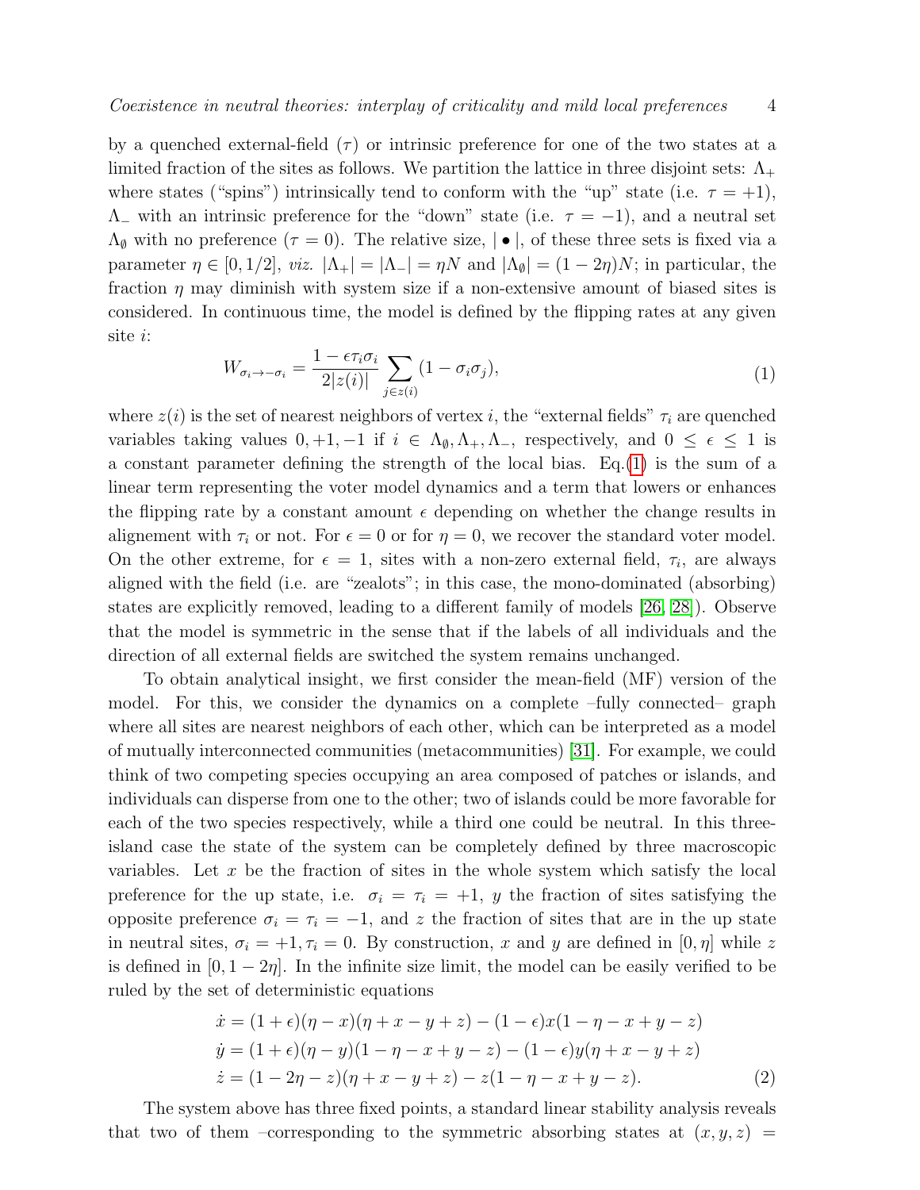by a quenched external-field ($\tau$) or intrinsic preference for one of the two states at a limited fraction of the sites as follows. We partition the lattice in three disjoint sets: $\Lambda_+$ where states ("spins") intrinsically tend to conform with the "up" state (i.e. $\tau = +1$), $\Lambda_-$ with an intrinsic preference for the "down" state (i.e. $\tau = -1$), and a neutral set $\Lambda_\emptyset$ with no preference ($\tau = 0$). The relative size, $| \bullet |$, of these three sets is fixed via a parameter $\eta \in [0, 1/2]$, *viz.* $|\Lambda_+| = |\Lambda_-| = \eta N$ and $|\Lambda_\emptyset| = (1 - 2\eta)N$; in particular, the fraction $\eta$ may diminish with system size if a non-extensive amount of biased sites is considered. In continuous time, the model is defined by the flipping rates at any given site $i$:

$$W_{\sigma_i \to -\sigma_i} = \frac{1 - \epsilon \tau_i \sigma_i}{2|z(i)|} \sum_{j \in z(i)} (1 - \sigma_i \sigma_j), \tag{1}$$

where $z(i)$ is the set of nearest neighbors of vertex $i$, the "external fields" $\tau_i$ are quenched variables taking values $0, +1, -1$ if $i \in \Lambda_\emptyset, \Lambda_+, \Lambda_-$, respectively, and $0 \leq \epsilon \leq 1$ is a constant parameter defining the strength of the local bias. Eq.(1) is the sum of a linear term representing the voter model dynamics and a term that lowers or enhances the flipping rate by a constant amount $\epsilon$ depending on whether the change results in alignement with $\tau_i$ or not. For $\epsilon = 0$ or for $\eta = 0$, we recover the standard voter model. On the other extreme, for $\epsilon = 1$, sites with a non-zero external field, $\tau_i$, are always aligned with the field (i.e. are "zealots"; in this case, the mono-dominated (absorbing) states are explicitly removed, leading to a different family of models [26, 28]). Observe that the model is symmetric in the sense that if the labels of all individuals and the direction of all external fields are switched the system remains unchanged.

To obtain analytical insight, we first consider the mean-field (MF) version of the model. For this, we consider the dynamics on a complete –fully connected– graph where all sites are nearest neighbors of each other, which can be interpreted as a model of mutually interconnected communities (metacommunities) [31]. For example, we could think of two competing species occupying an area composed of patches or islands, and individuals can disperse from one to the other; two of islands could be more favorable for each of the two species respectively, while a third one could be neutral. In this three-island case the state of the system can be completely defined by three macroscopic variables. Let $x$ be the fraction of sites in the whole system which satisfy the local preference for the up state, i.e. $\sigma_i = \tau_i = +1$, $y$ the fraction of sites satisfying the opposite preference $\sigma_i = \tau_i = -1$, and $z$ the fraction of sites that are in the up state in neutral sites, $\sigma_i = +1, \tau_i = 0$. By construction, $x$ and $y$ are defined in $[0, \eta]$ while $z$ is defined in $[0, 1 - 2\eta]$. In the infinite size limit, the model can be easily verified to be ruled by the set of deterministic equations

$$\begin{aligned}
\dot{x} &= (1 + \epsilon)(\eta - x)(\eta + x - y + z) - (1 - \epsilon)x(1 - \eta - x + y - z) \\
\dot{y} &= (1 + \epsilon)(\eta - y)(1 - \eta - x + y - z) - (1 - \epsilon)y(\eta + x - y + z) \\
\dot{z} &= (1 - 2\eta - z)(\eta + x - y + z) - z(1 - \eta - x + y - z).
\end{aligned} \tag{2}$$

The system above has three fixed points, a standard linear stability analysis reveals that two of them –corresponding to the symmetric absorbing states at $(x, y, z) =$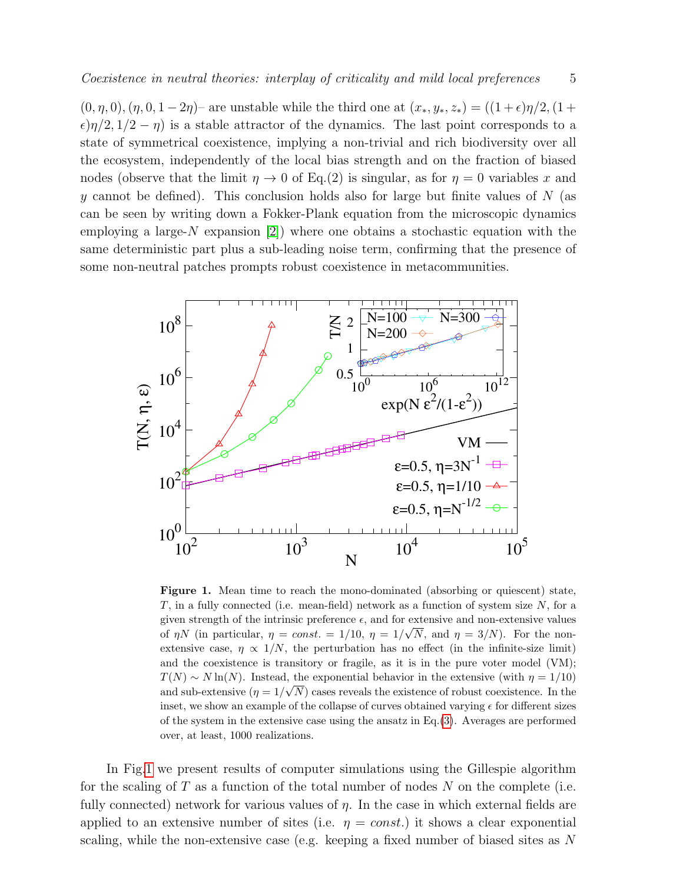$(0, \eta, 0), (\eta, 0, 1-2\eta)$– are unstable while the third one at $(x_*, y_*, z_*) = ((1+\epsilon)\eta/2, (1+\epsilon)\eta/2, 1/2-\eta)$ is a stable attractor of the dynamics. The last point corresponds to a state of symmetrical coexistence, implying a non-trivial and rich biodiversity over all the ecosystem, independently of the local bias strength and on the fraction of biased nodes (observe that the limit $\eta \to 0$ of Eq.(2) is singular, as for $\eta = 0$ variables $x$ and $y$ cannot be defined). This conclusion holds also for large but finite values of $N$ (as can be seen by writing down a Fokker-Plank equation from the microscopic dynamics employing a large-$N$ expansion [2]) where one obtains a stochastic equation with the same deterministic part plus a sub-leading noise term, confirming that the presence of some non-neutral patches prompts robust coexistence in metacommunities.

**Figure 1.** Mean time to reach the mono-dominated (absorbing or quiescent) state, $T$, in a fully connected (i.e. mean-field) network as a function of system size $N$, for a given strength of the intrinsic preference $\epsilon$, and for extensive and non-extensive values of $\eta N$ (in particular, $\eta = const. = 1/10$, $\eta = 1/\sqrt{N}$, and $\eta = 3/N$). For the non-extensive case, $\eta \propto 1/N$, the perturbation has no effect (in the infinite-size limit) and the coexistence is transitory or fragile, as it is in the pure voter model (VM); $T(N) \sim N \ln(N)$. Instead, the exponential behavior in the extensive (with $\eta = 1/10$) and sub-extensive ($\eta = 1/\sqrt{N}$) cases reveals the existence of robust coexistence. In the inset, we show an example of the collapse of curves obtained varying $\epsilon$ for different sizes of the system in the extensive case using the ansatz in Eq.(3). Averages are performed over, at least, 1000 realizations.

In Fig.1 we present results of computer simulations using the Gillespie algorithm for the scaling of $T$ as a function of the total number of nodes $N$ on the complete (i.e. fully connected) network for various values of $\eta$. In the case in which external fields are applied to an extensive number of sites (i.e. $\eta = const.$) it shows a clear exponential scaling, while the non-extensive case (e.g. keeping a fixed number of biased sites as $N$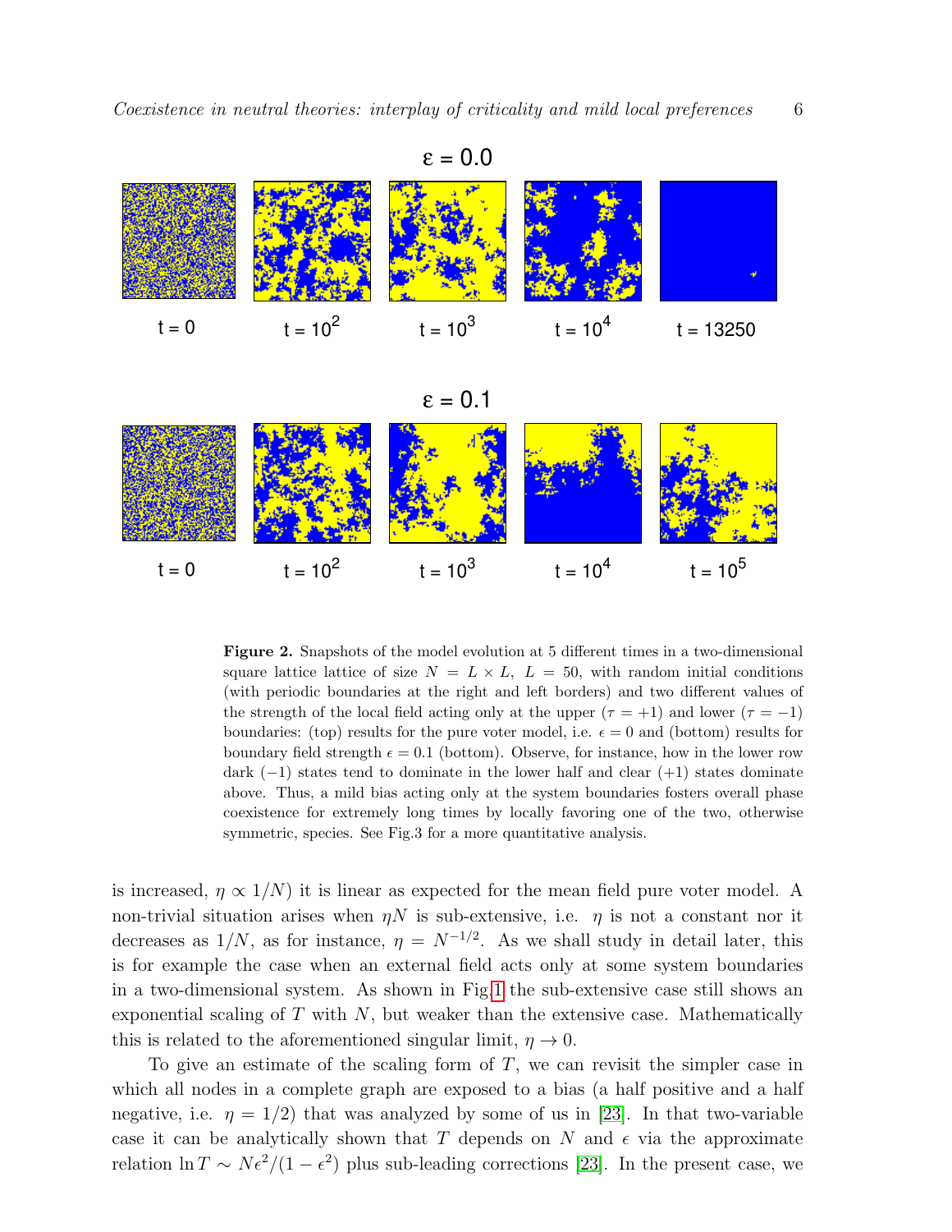**Figure 2.** Snapshots of the model evolution at 5 different times in a two-dimensional square lattice of size $N = L \times L$, $L = 50$, with random initial conditions (with periodic boundaries at the right and left borders) and two different values of the strength of the local field acting only at the upper ($\tau = +1$) and lower ($\tau = -1$) boundaries: (top) results for the pure voter model, i.e. $\epsilon = 0$ and (bottom) results for boundary field strength $\epsilon = 0.1$ (bottom). Observe, for instance, how in the lower row dark ($-1$) states tend to dominate in the lower half and clear ($+1$) states dominate above. Thus, a mild bias acting only at the system boundaries fosters overall phase coexistence for extremely long times by locally favoring one of the two, otherwise symmetric, species. See Fig.3 for a more quantitative analysis.

is increased, $\eta \propto 1/N$) it is linear as expected for the mean field pure voter model. A non-trivial situation arises when $\eta N$ is sub-extensive, i.e. $\eta$ is not a constant nor it decreases as $1/N$, as for instance, $\eta = N^{-1/2}$. As we shall study in detail later, this is for example the case when an external field acts only at some system boundaries in a two-dimensional system. As shown in Fig.1 the sub-extensive case still shows an exponential scaling of $T$ with $N$, but weaker than the extensive case. Mathematically this is related to the aforementioned singular limit, $\eta \to 0$.

To give an estimate of the scaling form of $T$, we can revisit the simpler case in which all nodes in a complete graph are exposed to a bias (a half positive and a half negative, i.e. $\eta = 1/2$) that was analyzed by some of us in [23]. In that two-variable case it can be analytically shown that $T$ depends on $N$ and $\epsilon$ via the approximate relation $\ln T \sim N\epsilon^2/(1-\epsilon^2)$ plus sub-leading corrections [23]. In the present case, we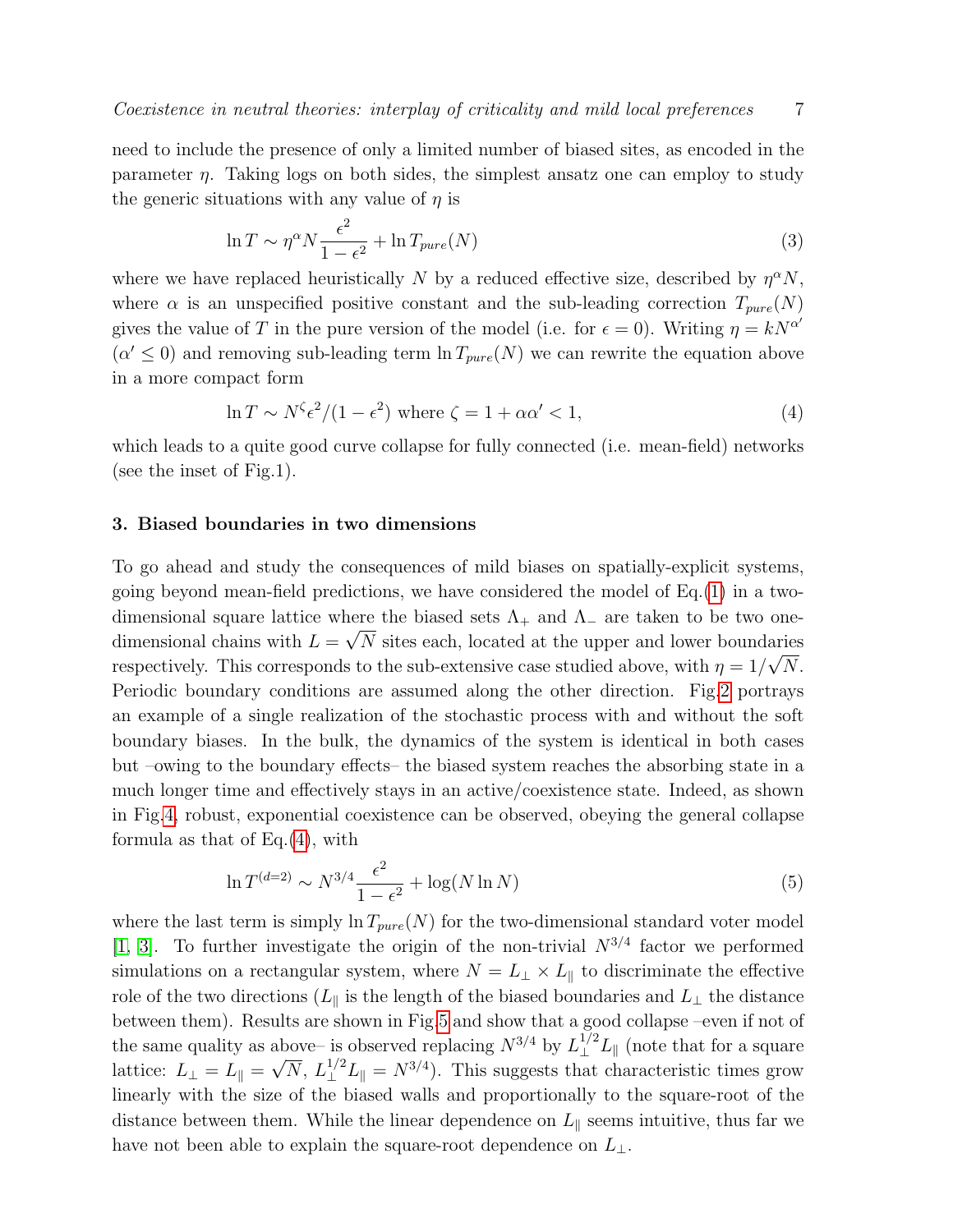need to include the presence of only a limited number of biased sites, as encoded in the parameter $\eta$. Taking logs on both sides, the simplest ansatz one can employ to study the generic situations with any value of $\eta$ is

$$\ln T \sim \eta^{\alpha} N \frac{\epsilon^2}{1-\epsilon^2} + \ln T_{pure}(N) \tag{3}$$

where we have replaced heuristically $N$ by a reduced effective size, described by $\eta^{\alpha} N$, where $\alpha$ is an unspecified positive constant and the sub-leading correction $T_{pure}(N)$ gives the value of $T$ in the pure version of the model (i.e. for $\epsilon = 0$). Writing $\eta = kN^{\alpha'}$ ($\alpha' \leq 0$) and removing sub-leading term $\ln T_{pure}(N)$ we can rewrite the equation above in a more compact form

$$\ln T \sim N^{\zeta} \epsilon^2 / (1-\epsilon^2) \text{ where } \zeta = 1 + \alpha\alpha' < 1, \tag{4}$$

which leads to a quite good curve collapse for fully connected (i.e. mean-field) networks (see the inset of Fig.1).

## 3. Biased boundaries in two dimensions

To go ahead and study the consequences of mild biases on spatially-explicit systems, going beyond mean-field predictions, we have considered the model of Eq.(1) in a two-dimensional square lattice where the biased sets $\Lambda_+$ and $\Lambda_-$ are taken to be two one-dimensional chains with $L = \sqrt{N}$ sites each, located at the upper and lower boundaries respectively. This corresponds to the sub-extensive case studied above, with $\eta = 1/\sqrt{N}$. Periodic boundary conditions are assumed along the other direction. Fig.2 portrays an example of a single realization of the stochastic process with and without the soft boundary biases. In the bulk, the dynamics of the system is identical in both cases but –owing to the boundary effects– the biased system reaches the absorbing state in a much longer time and effectively stays in an active/coexistence state. Indeed, as shown in Fig.4, robust, exponential coexistence can be observed, obeying the general collapse formula as that of Eq.(4), with

$$\ln T^{(d=2)} \sim N^{3/4} \frac{\epsilon^2}{1-\epsilon^2} + \log(N \ln N) \tag{5}$$

where the last term is simply $\ln T_{pure}(N)$ for the two-dimensional standard voter model [1, 3]. To further investigate the origin of the non-trivial $N^{3/4}$ factor we performed simulations on a rectangular system, where $N = L_{\perp} \times L_{\parallel}$ to discriminate the effective role of the two directions ($L_{\parallel}$ is the length of the biased boundaries and $L_{\perp}$ the distance between them). Results are shown in Fig.5 and show that a good collapse –even if not of the same quality as above– is observed replacing $N^{3/4}$ by $L_{\perp}^{1/2} L_{\parallel}$ (note that for a square lattice: $L_{\perp} = L_{\parallel} = \sqrt{N}$, $L_{\perp}^{1/2} L_{\parallel} = N^{3/4}$). This suggests that characteristic times grow linearly with the size of the biased walls and proportionally to the square-root of the distance between them. While the linear dependence on $L_{\parallel}$ seems intuitive, thus far we have not been able to explain the square-root dependence on $L_{\perp}$.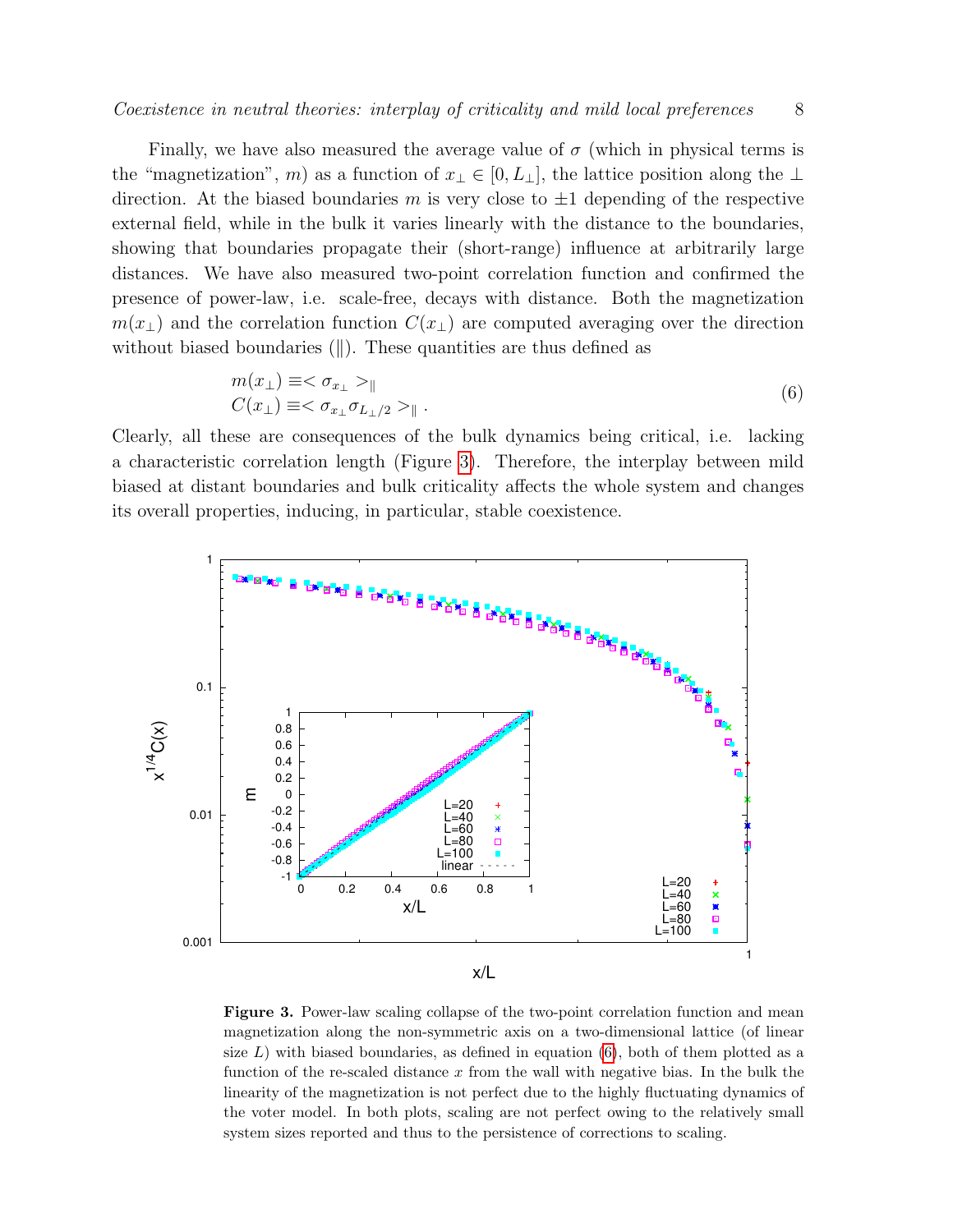Finally, we have also measured the average value of $\sigma$ (which in physical terms is the "magnetization", $m$) as a function of $x_\perp \in [0, L_\perp]$, the lattice position along the $\perp$ direction. At the biased boundaries $m$ is very close to $\pm 1$ depending of the respective external field, while in the bulk it varies linearly with the distance to the boundaries, showing that boundaries propagate their (short-range) influence at arbitrarily large distances. We have also measured two-point correlation function and confirmed the presence of power-law, i.e. scale-free, decays with distance. Both the magnetization $m(x_\perp)$ and the correlation function $C(x_\perp)$ are computed averaging over the direction without biased boundaries ($\parallel$). These quantities are thus defined as

$$
\begin{aligned}
m(x_\perp) &\equiv < \sigma_{x_\perp} >_\parallel \\
C(x_\perp) &\equiv < \sigma_{x_\perp} \sigma_{L_\perp/2} >_\parallel .
\end{aligned}
\tag{6}
$$

Clearly, all these are consequences of the bulk dynamics being critical, i.e. lacking a characteristic correlation length (Figure 3). Therefore, the interplay between mild biased at distant boundaries and bulk criticality affects the whole system and changes its overall properties, inducing, in particular, stable coexistence.

**Figure 3.** Power-law scaling collapse of the two-point correlation function and mean magnetization along the non-symmetric axis on a two-dimensional lattice (of linear size $L$) with biased boundaries, as defined in equation (6), both of them plotted as a function of the re-scaled distance $x$ from the wall with negative bias. In the bulk the linearity of the magnetization is not perfect due to the highly fluctuating dynamics of the voter model. In both plots, scaling are not perfect owing to the relatively small system sizes reported and thus to the persistence of corrections to scaling.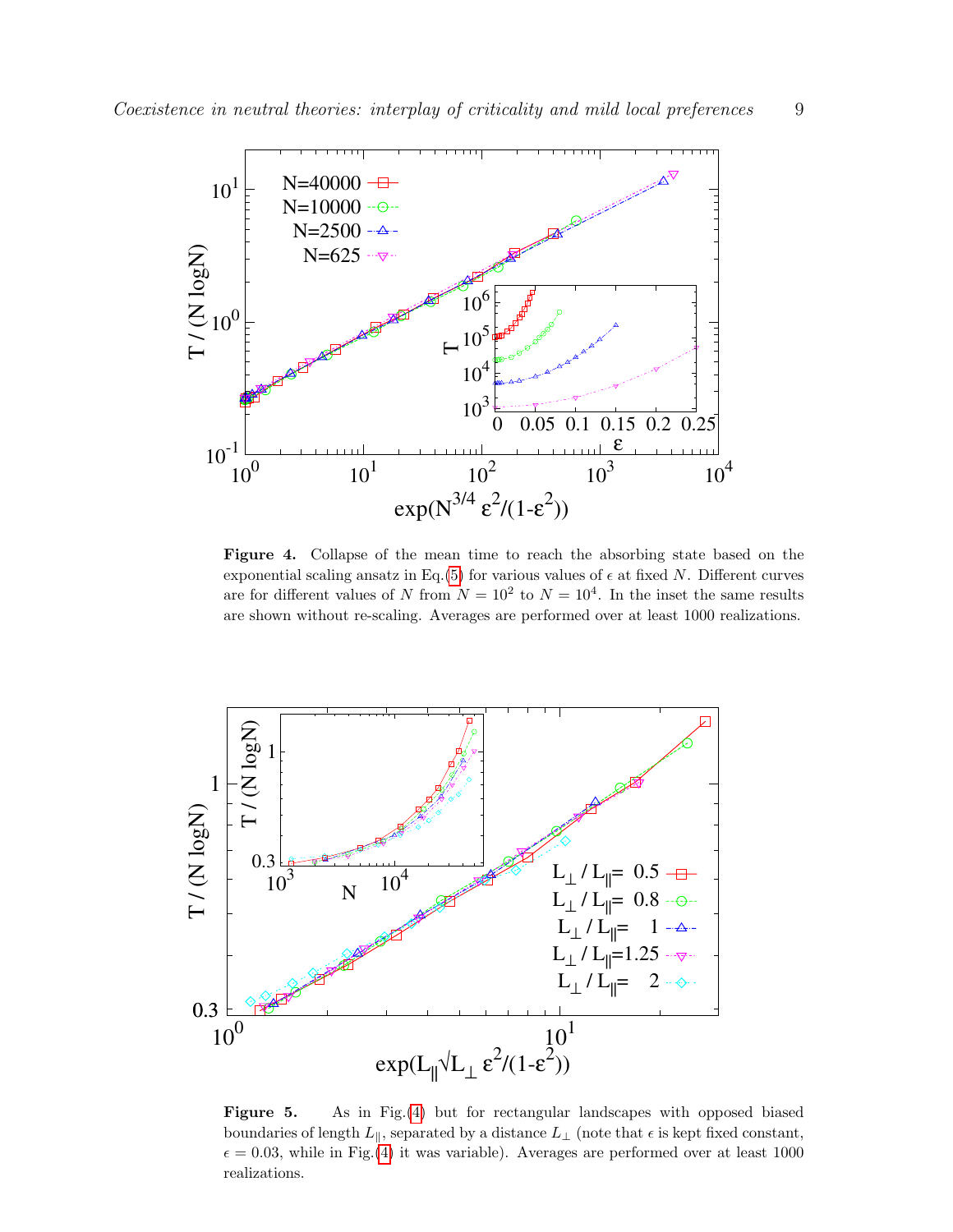**Figure 4.** Collapse of the mean time to reach the absorbing state based on the exponential scaling ansatz in Eq.(5) for various values of $\epsilon$ at fixed $N$. Different curves are for different values of $N$ from $N = 10^2$ to $N = 10^4$. In the inset the same results are shown without re-scaling. Averages are performed over at least 1000 realizations.

**Figure 5.** As in Fig.(4) but for rectangular landscapes with opposed biased boundaries of length $L_{\parallel}$, separated by a distance $L_{\perp}$ (note that $\epsilon$ is kept fixed constant, $\epsilon = 0.03$, while in Fig.(4) it was variable). Averages are performed over at least 1000 realizations.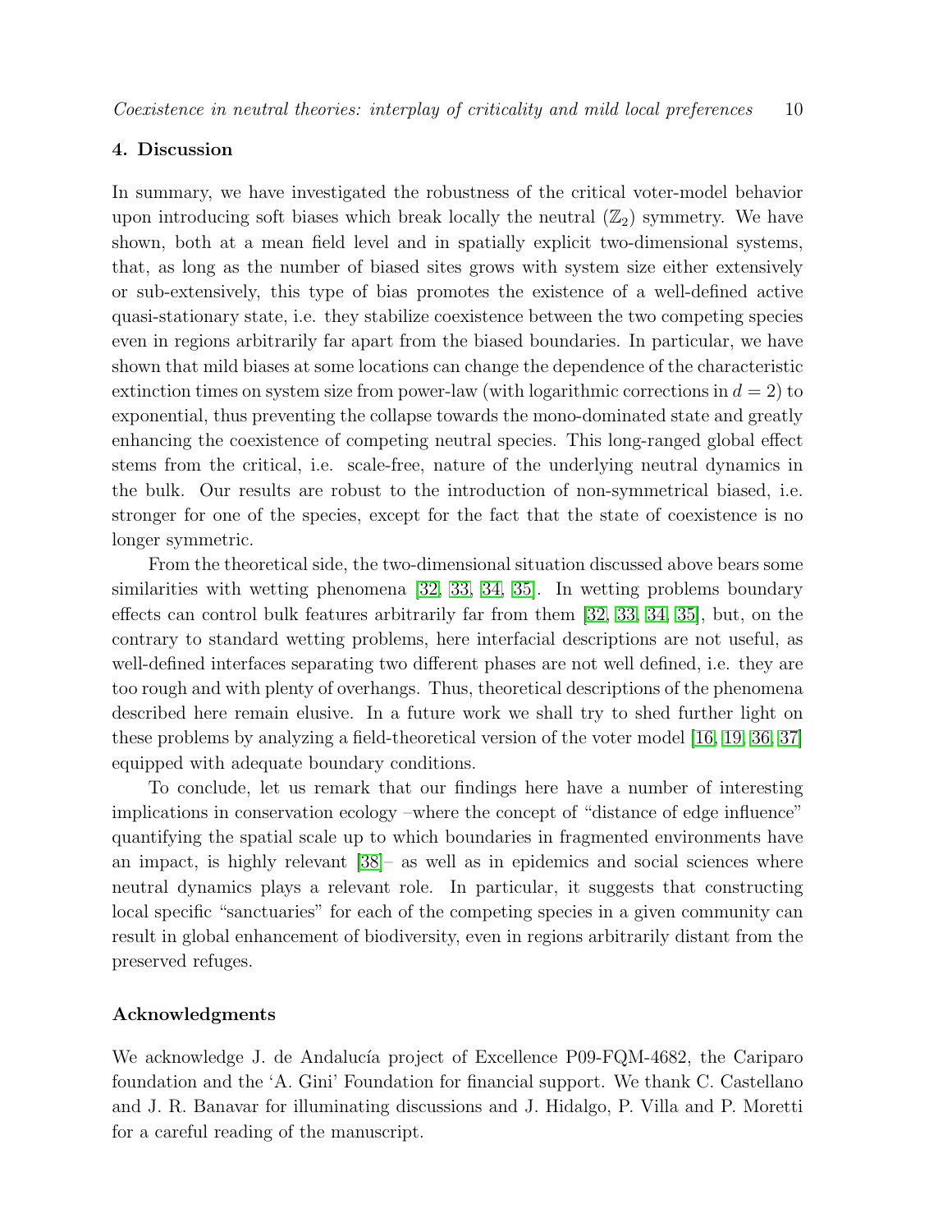## 4. Discussion

In summary, we have investigated the robustness of the critical voter-model behavior upon introducing soft biases which break locally the neutral ($\mathbb{Z}_2$) symmetry. We have shown, both at a mean field level and in spatially explicit two-dimensional systems, that, as long as the number of biased sites grows with system size either extensively or sub-extensively, this type of bias promotes the existence of a well-defined active quasi-stationary state, i.e. they stabilize coexistence between the two competing species even in regions arbitrarily far apart from the biased boundaries. In particular, we have shown that mild biases at some locations can change the dependence of the characteristic extinction times on system size from power-law (with logarithmic corrections in $d = 2$) to exponential, thus preventing the collapse towards the mono-dominated state and greatly enhancing the coexistence of competing neutral species. This long-ranged global effect stems from the critical, i.e. scale-free, nature of the underlying neutral dynamics in the bulk. Our results are robust to the introduction of non-symmetrical biased, i.e. stronger for one of the species, except for the fact that the state of coexistence is no longer symmetric.

From the theoretical side, the two-dimensional situation discussed above bears some similarities with wetting phenomena [32, 33, 34, 35]. In wetting problems boundary effects can control bulk features arbitrarily far from them [32, 33, 34, 35], but, on the contrary to standard wetting problems, here interfacial descriptions are not useful, as well-defined interfaces separating two different phases are not well defined, i.e. they are too rough and with plenty of overhangs. Thus, theoretical descriptions of the phenomena described here remain elusive. In a future work we shall try to shed further light on these problems by analyzing a field-theoretical version of the voter model [16, 19, 36, 37] equipped with adequate boundary conditions.

To conclude, let us remark that our findings here have a number of interesting implications in conservation ecology –where the concept of "distance of edge influence" quantifying the spatial scale up to which boundaries in fragmented environments have an impact, is highly relevant [38]– as well as in epidemics and social sciences where neutral dynamics plays a relevant role. In particular, it suggests that constructing local specific "sanctuaries" for each of the competing species in a given community can result in global enhancement of biodiversity, even in regions arbitrarily distant from the preserved refuges.

## Acknowledgments

We acknowledge J. de Andalucía project of Excellence P09-FQM-4682, the Cariparo foundation and the 'A. Gini' Foundation for financial support. We thank C. Castellano and J. R. Banavar for illuminating discussions and J. Hidalgo, P. Villa and P. Moretti for a careful reading of the manuscript.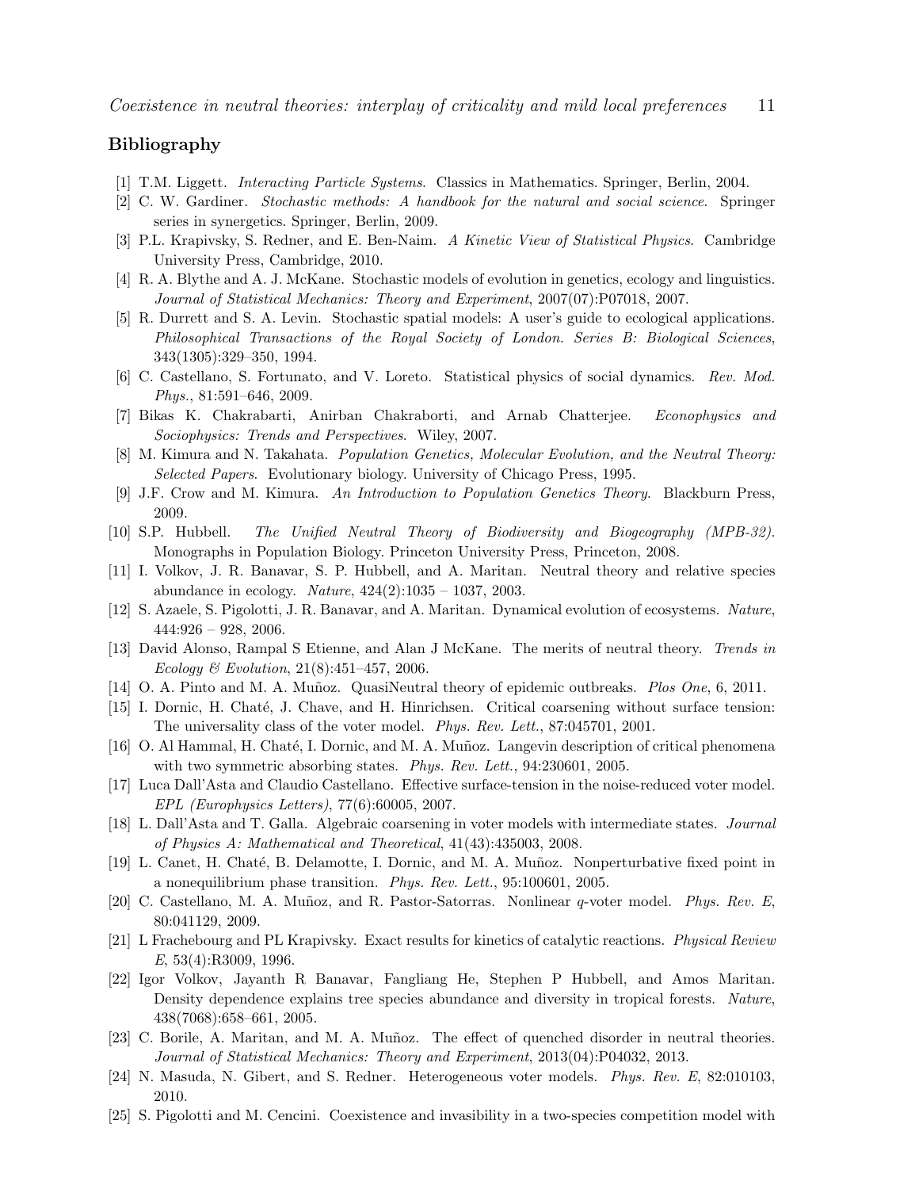## Bibliography

[1] T.M. Liggett. *Interacting Particle Systems*. Classics in Mathematics. Springer, Berlin, 2004.

[2] C. W. Gardiner. *Stochastic methods: A handbook for the natural and social science*. Springer series in synergetics. Springer, Berlin, 2009.

[3] P.L. Krapivsky, S. Redner, and E. Ben-Naim. *A Kinetic View of Statistical Physics*. Cambridge University Press, Cambridge, 2010.

[4] R. A. Blythe and A. J. McKane. Stochastic models of evolution in genetics, ecology and linguistics. *Journal of Statistical Mechanics: Theory and Experiment*, 2007(07):P07018, 2007.

[5] R. Durrett and S. A. Levin. Stochastic spatial models: A user's guide to ecological applications. *Philosophical Transactions of the Royal Society of London. Series B: Biological Sciences*, 343(1305):329–350, 1994.

[6] C. Castellano, S. Fortunato, and V. Loreto. Statistical physics of social dynamics. *Rev. Mod. Phys.*, 81:591–646, 2009.

[7] Bikas K. Chakrabarti, Anirban Chakraborti, and Arnab Chatterjee. *Econophysics and Sociophysics: Trends and Perspectives*. Wiley, 2007.

[8] M. Kimura and N. Takahata. *Population Genetics, Molecular Evolution, and the Neutral Theory: Selected Papers*. Evolutionary biology. University of Chicago Press, 1995.

[9] J.F. Crow and M. Kimura. *An Introduction to Population Genetics Theory*. Blackburn Press, 2009.

[10] S.P. Hubbell. *The Unified Neutral Theory of Biodiversity and Biogeography (MPB-32)*. Monographs in Population Biology. Princeton University Press, Princeton, 2008.

[11] I. Volkov, J. R. Banavar, S. P. Hubbell, and A. Maritan. Neutral theory and relative species abundance in ecology. *Nature*, 424(2):1035 – 1037, 2003.

[12] S. Azaele, S. Pigolotti, J. R. Banavar, and A. Maritan. Dynamical evolution of ecosystems. *Nature*, 444:926 – 928, 2006.

[13] David Alonso, Rampal S Etienne, and Alan J McKane. The merits of neutral theory. *Trends in Ecology & Evolution*, 21(8):451–457, 2006.

[14] O. A. Pinto and M. A. Muñoz. QuasiNeutral theory of epidemic outbreaks. *Plos One*, 6, 2011.

[15] I. Dornic, H. Chaté, J. Chave, and H. Hinrichsen. Critical coarsening without surface tension: The universality class of the voter model. *Phys. Rev. Lett.*, 87:045701, 2001.

[16] O. Al Hammal, H. Chaté, I. Dornic, and M. A. Muñoz. Langevin description of critical phenomena with two symmetric absorbing states. *Phys. Rev. Lett.*, 94:230601, 2005.

[17] Luca Dall'Asta and Claudio Castellano. Effective surface-tension in the noise-reduced voter model. *EPL (Europhysics Letters)*, 77(6):60005, 2007.

[18] L. Dall'Asta and T. Galla. Algebraic coarsening in voter models with intermediate states. *Journal of Physics A: Mathematical and Theoretical*, 41(43):435003, 2008.

[19] L. Canet, H. Chaté, B. Delamotte, I. Dornic, and M. A. Muñoz. Nonperturbative fixed point in a nonequilibrium phase transition. *Phys. Rev. Lett.*, 95:100601, 2005.

[20] C. Castellano, M. A. Muñoz, and R. Pastor-Satorras. Nonlinear *q*-voter model. *Phys. Rev. E*, 80:041129, 2009.

[21] L Frachebourg and PL Krapivsky. Exact results for kinetics of catalytic reactions. *Physical Review E*, 53(4):R3009, 1996.

[22] Igor Volkov, Jayanth R Banavar, Fangliang He, Stephen P Hubbell, and Amos Maritan. Density dependence explains tree species abundance and diversity in tropical forests. *Nature*, 438(7068):658–661, 2005.

[23] C. Borile, A. Maritan, and M. A. Muñoz. The effect of quenched disorder in neutral theories. *Journal of Statistical Mechanics: Theory and Experiment*, 2013(04):P04032, 2013.

[24] N. Masuda, N. Gibert, and S. Redner. Heterogeneous voter models. *Phys. Rev. E*, 82:010103, 2010.

[25] S. Pigolotti and M. Cencini. Coexistence and invasibility in a two-species competition model with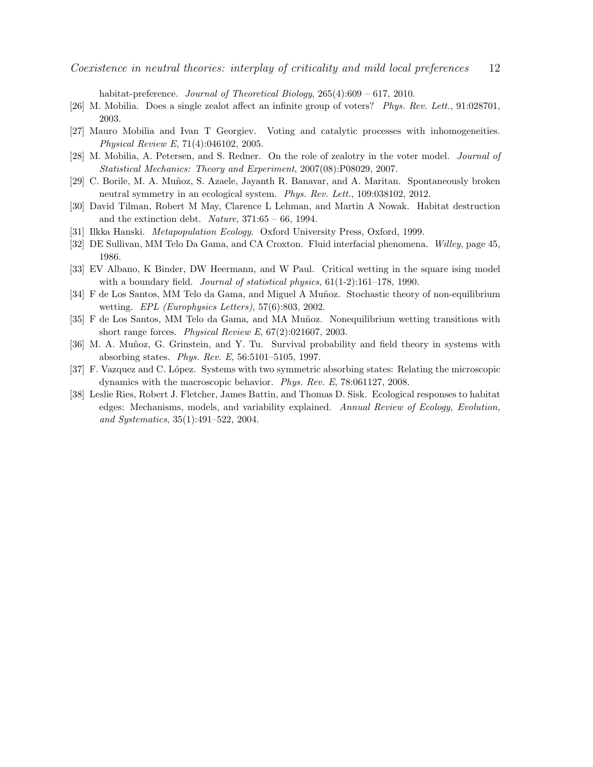habitat-preference. *Journal of Theoretical Biology*, 265(4):609 – 617, 2010.

[26] M. Mobilia. Does a single zealot affect an infinite group of voters? *Phys. Rev. Lett.*, 91:028701, 2003.

[27] Mauro Mobilia and Ivan T Georgiev. Voting and catalytic processes with inhomogeneities. *Physical Review E*, 71(4):046102, 2005.

[28] M. Mobilia, A. Petersen, and S. Redner. On the role of zealotry in the voter model. *Journal of Statistical Mechanics: Theory and Experiment*, 2007(08):P08029, 2007.

[29] C. Borile, M. A. Muñoz, S. Azaele, Jayanth R. Banavar, and A. Maritan. Spontaneously broken neutral symmetry in an ecological system. *Phys. Rev. Lett.*, 109:038102, 2012.

[30] David Tilman, Robert M May, Clarence L Lehman, and Martin A Nowak. Habitat destruction and the extinction debt. *Nature*, 371:65 – 66, 1994.

[31] Ilkka Hanski. *Metapopulation Ecology*. Oxford University Press, Oxford, 1999.

[32] DE Sullivan, MM Telo Da Gama, and CA Croxton. Fluid interfacial phenomena. *Willey*, page 45, 1986.

[33] EV Albano, K Binder, DW Heermann, and W Paul. Critical wetting in the square ising model with a boundary field. *Journal of statistical physics*, 61(1-2):161–178, 1990.

[34] F de Los Santos, MM Telo da Gama, and Miguel A Muñoz. Stochastic theory of non-equilibrium wetting. *EPL (Europhysics Letters)*, 57(6):803, 2002.

[35] F de Los Santos, MM Telo da Gama, and MA Muñoz. Nonequilibrium wetting transitions with short range forces. *Physical Review E*, 67(2):021607, 2003.

[36] M. A. Muñoz, G. Grinstein, and Y. Tu. Survival probability and field theory in systems with absorbing states. *Phys. Rev. E*, 56:5101–5105, 1997.

[37] F. Vazquez and C. López. Systems with two symmetric absorbing states: Relating the microscopic dynamics with the macroscopic behavior. *Phys. Rev. E*, 78:061127, 2008.

[38] Leslie Ries, Robert J. Fletcher, James Battin, and Thomas D. Sisk. Ecological responses to habitat edges: Mechanisms, models, and variability explained. *Annual Review of Ecology, Evolution, and Systematics*, 35(1):491–522, 2004.